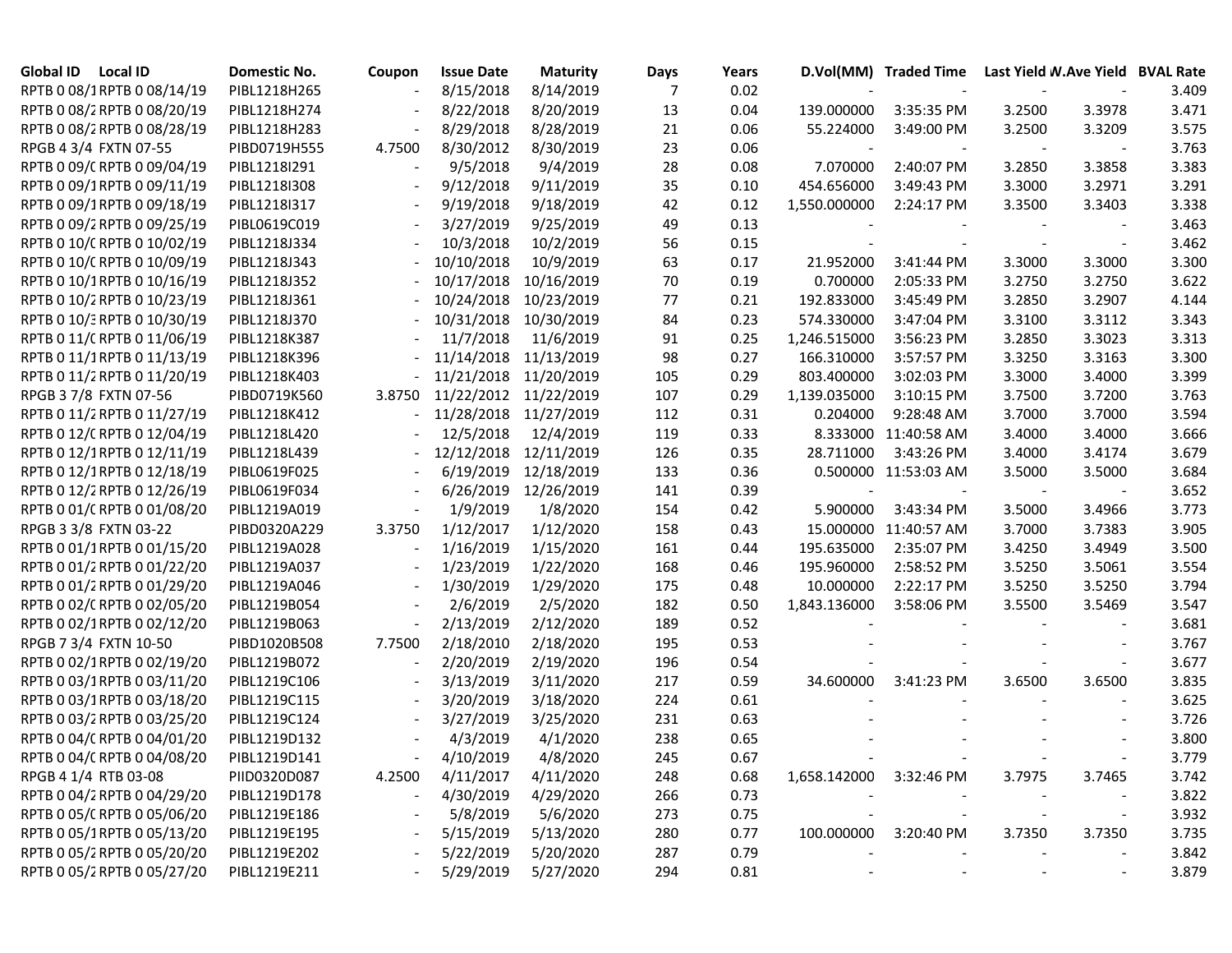| Global ID | Local ID | Domestic No. | Coupon | Issue Date | Maturity | Days | Years | D.Vol(MM) | Traded Time | Last Yield | W.Ave Yield | BVAL Rate |
|---|---|---|---|---|---|---|---|---|---|---|---|---|
| RPTB 0 08/1 | RPTB 0 08/14/19 | PIBL1218H265 | - | 8/15/2018 | 8/14/2019 | 7 | 0.02 | - | - | - | - | 3.409 |
| RPTB 0 08/2 | RPTB 0 08/20/19 | PIBL1218H274 | - | 8/22/2018 | 8/20/2019 | 13 | 0.04 | 139.000000 | 3:35:35 PM | 3.2500 | 3.3978 | 3.471 |
| RPTB 0 08/2 | RPTB 0 08/28/19 | PIBL1218H283 | - | 8/29/2018 | 8/28/2019 | 21 | 0.06 | 55.224000 | 3:49:00 PM | 3.2500 | 3.3209 | 3.575 |
| RPGB 4 3/4 | FXTN 07-55 | PIBD0719H555 | 4.7500 | 8/30/2012 | 8/30/2019 | 23 | 0.06 | - | - | - | - | 3.763 |
| RPTB 0 09/0 | RPTB 0 09/04/19 | PIBL1218I291 | - | 9/5/2018 | 9/4/2019 | 28 | 0.08 | 7.070000 | 2:40:07 PM | 3.2850 | 3.3858 | 3.383 |
| RPTB 0 09/1 | RPTB 0 09/11/19 | PIBL1218I308 | - | 9/12/2018 | 9/11/2019 | 35 | 0.10 | 454.656000 | 3:49:43 PM | 3.3000 | 3.2971 | 3.291 |
| RPTB 0 09/1 | RPTB 0 09/18/19 | PIBL1218I317 | - | 9/19/2018 | 9/18/2019 | 42 | 0.12 | 1,550.000000 | 2:24:17 PM | 3.3500 | 3.3403 | 3.338 |
| RPTB 0 09/2 | RPTB 0 09/25/19 | PIBL0619C019 | - | 3/27/2019 | 9/25/2019 | 49 | 0.13 | - | - | - | - | 3.463 |
| RPTB 0 10/0 | RPTB 0 10/02/19 | PIBL1218J334 | - | 10/3/2018 | 10/2/2019 | 56 | 0.15 | - | - | - | - | 3.462 |
| RPTB 0 10/0 | RPTB 0 10/09/19 | PIBL1218J343 | - | 10/10/2018 | 10/9/2019 | 63 | 0.17 | 21.952000 | 3:41:44 PM | 3.3000 | 3.3000 | 3.300 |
| RPTB 0 10/1 | RPTB 0 10/16/19 | PIBL1218J352 | - | 10/17/2018 | 10/16/2019 | 70 | 0.19 | 0.700000 | 2:05:33 PM | 3.2750 | 3.2750 | 3.622 |
| RPTB 0 10/2 | RPTB 0 10/23/19 | PIBL1218J361 | - | 10/24/2018 | 10/23/2019 | 77 | 0.21 | 192.833000 | 3:45:49 PM | 3.2850 | 3.2907 | 4.144 |
| RPTB 0 10/3 | RPTB 0 10/30/19 | PIBL1218J370 | - | 10/31/2018 | 10/30/2019 | 84 | 0.23 | 574.330000 | 3:47:04 PM | 3.3100 | 3.3112 | 3.343 |
| RPTB 0 11/0 | RPTB 0 11/06/19 | PIBL1218K387 | - | 11/7/2018 | 11/6/2019 | 91 | 0.25 | 1,246.515000 | 3:56:23 PM | 3.2850 | 3.3023 | 3.313 |
| RPTB 0 11/1 | RPTB 0 11/13/19 | PIBL1218K396 | - | 11/14/2018 | 11/13/2019 | 98 | 0.27 | 166.310000 | 3:57:57 PM | 3.3250 | 3.3163 | 3.300 |
| RPTB 0 11/2 | RPTB 0 11/20/19 | PIBL1218K403 | - | 11/21/2018 | 11/20/2019 | 105 | 0.29 | 803.400000 | 3:02:03 PM | 3.3000 | 3.4000 | 3.399 |
| RPGB 3 7/8 | FXTN 07-56 | PIBD0719K560 | 3.8750 | 11/22/2012 | 11/22/2019 | 107 | 0.29 | 1,139.035000 | 3:10:15 PM | 3.7500 | 3.7200 | 3.763 |
| RPTB 0 11/2 | RPTB 0 11/27/19 | PIBL1218K412 | - | 11/28/2018 | 11/27/2019 | 112 | 0.31 | 0.204000 | 9:28:48 AM | 3.7000 | 3.7000 | 3.594 |
| RPTB 0 12/0 | RPTB 0 12/04/19 | PIBL1218L420 | - | 12/5/2018 | 12/4/2019 | 119 | 0.33 | 8.333000 | 11:40:58 AM | 3.4000 | 3.4000 | 3.666 |
| RPTB 0 12/1 | RPTB 0 12/11/19 | PIBL1218L439 | - | 12/12/2018 | 12/11/2019 | 126 | 0.35 | 28.711000 | 3:43:26 PM | 3.4000 | 3.4174 | 3.679 |
| RPTB 0 12/1 | RPTB 0 12/18/19 | PIBL0619F025 | - | 6/19/2019 | 12/18/2019 | 133 | 0.36 | 0.500000 | 11:53:03 AM | 3.5000 | 3.5000 | 3.684 |
| RPTB 0 12/2 | RPTB 0 12/26/19 | PIBL0619F034 | - | 6/26/2019 | 12/26/2019 | 141 | 0.39 | - | - | - | - | 3.652 |
| RPTB 0 01/0 | RPTB 0 01/08/20 | PIBL1219A019 | - | 1/9/2019 | 1/8/2020 | 154 | 0.42 | 5.900000 | 3:43:34 PM | 3.5000 | 3.4966 | 3.773 |
| RPGB 3 3/8 | FXTN 03-22 | PIBD0320A229 | 3.3750 | 1/12/2017 | 1/12/2020 | 158 | 0.43 | 15.000000 | 11:40:57 AM | 3.7000 | 3.7383 | 3.905 |
| RPTB 0 01/1 | RPTB 0 01/15/20 | PIBL1219A028 | - | 1/16/2019 | 1/15/2020 | 161 | 0.44 | 195.635000 | 2:35:07 PM | 3.4250 | 3.4949 | 3.500 |
| RPTB 0 01/2 | RPTB 0 01/22/20 | PIBL1219A037 | - | 1/23/2019 | 1/22/2020 | 168 | 0.46 | 195.960000 | 2:58:52 PM | 3.5250 | 3.5061 | 3.554 |
| RPTB 0 01/2 | RPTB 0 01/29/20 | PIBL1219A046 | - | 1/30/2019 | 1/29/2020 | 175 | 0.48 | 10.000000 | 2:22:17 PM | 3.5250 | 3.5250 | 3.794 |
| RPTB 0 02/0 | RPTB 0 02/05/20 | PIBL1219B054 | - | 2/6/2019 | 2/5/2020 | 182 | 0.50 | 1,843.136000 | 3:58:06 PM | 3.5500 | 3.5469 | 3.547 |
| RPTB 0 02/1 | RPTB 0 02/12/20 | PIBL1219B063 | - | 2/13/2019 | 2/12/2020 | 189 | 0.52 | - | - | - | - | 3.681 |
| RPGB 7 3/4 | FXTN 10-50 | PIBD1020B508 | 7.7500 | 2/18/2010 | 2/18/2020 | 195 | 0.53 | - | - | - | - | 3.767 |
| RPTB 0 02/1 | RPTB 0 02/19/20 | PIBL1219B072 | - | 2/20/2019 | 2/19/2020 | 196 | 0.54 | - | - | - | - | 3.677 |
| RPTB 0 03/1 | RPTB 0 03/11/20 | PIBL1219C106 | - | 3/13/2019 | 3/11/2020 | 217 | 0.59 | 34.600000 | 3:41:23 PM | 3.6500 | 3.6500 | 3.835 |
| RPTB 0 03/1 | RPTB 0 03/18/20 | PIBL1219C115 | - | 3/20/2019 | 3/18/2020 | 224 | 0.61 | - | - | - | - | 3.625 |
| RPTB 0 03/2 | RPTB 0 03/25/20 | PIBL1219C124 | - | 3/27/2019 | 3/25/2020 | 231 | 0.63 | - | - | - | - | 3.726 |
| RPTB 0 04/0 | RPTB 0 04/01/20 | PIBL1219D132 | - | 4/3/2019 | 4/1/2020 | 238 | 0.65 | - | - | - | - | 3.800 |
| RPTB 0 04/0 | RPTB 0 04/08/20 | PIBL1219D141 | - | 4/10/2019 | 4/8/2020 | 245 | 0.67 | - | - | - | - | 3.779 |
| RPGB 4 1/4 | RTB 03-08 | PIID0320D087 | 4.2500 | 4/11/2017 | 4/11/2020 | 248 | 0.68 | 1,658.142000 | 3:32:46 PM | 3.7975 | 3.7465 | 3.742 |
| RPTB 0 04/2 | RPTB 0 04/29/20 | PIBL1219D178 | - | 4/30/2019 | 4/29/2020 | 266 | 0.73 | - | - | - | - | 3.822 |
| RPTB 0 05/0 | RPTB 0 05/06/20 | PIBL1219E186 | - | 5/8/2019 | 5/6/2020 | 273 | 0.75 | - | - | - | - | 3.932 |
| RPTB 0 05/1 | RPTB 0 05/13/20 | PIBL1219E195 | - | 5/15/2019 | 5/13/2020 | 280 | 0.77 | 100.000000 | 3:20:40 PM | 3.7350 | 3.7350 | 3.735 |
| RPTB 0 05/2 | RPTB 0 05/20/20 | PIBL1219E202 | - | 5/22/2019 | 5/20/2020 | 287 | 0.79 | - | - | - | - | 3.842 |
| RPTB 0 05/2 | RPTB 0 05/27/20 | PIBL1219E211 | - | 5/29/2019 | 5/27/2020 | 294 | 0.81 | - | - | - | - | 3.879 |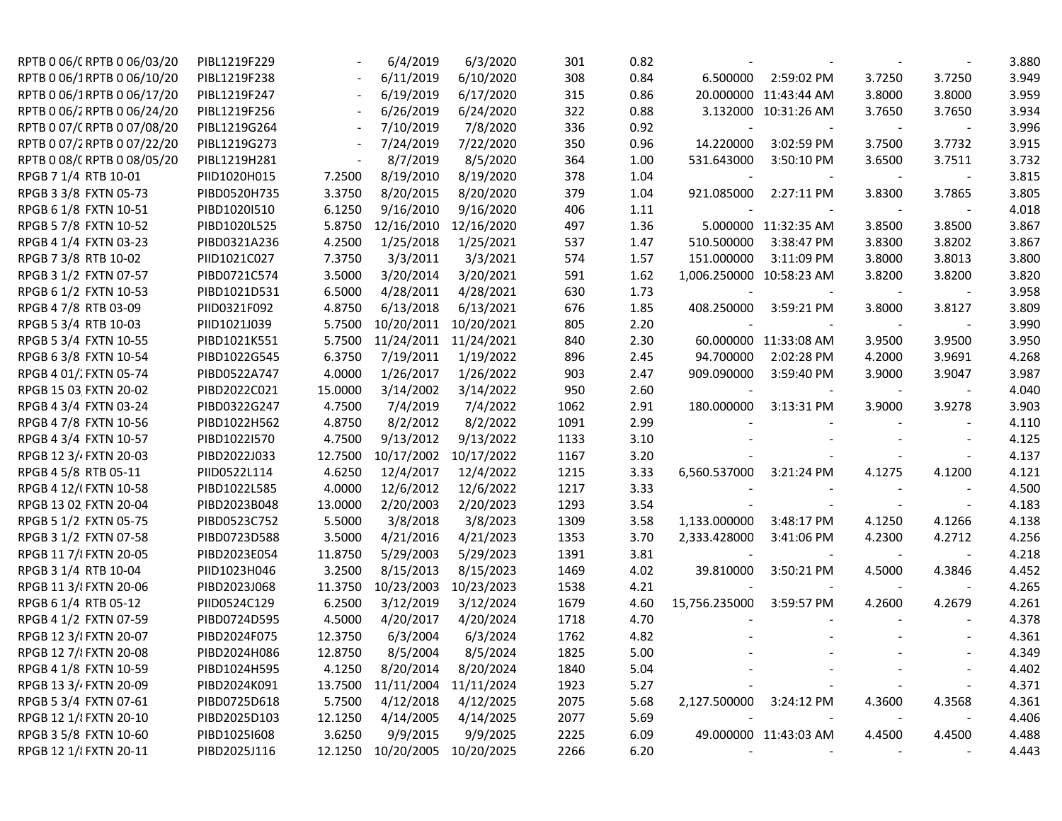| | | | | | | | | | | | | |
|---|---|---|---|---|---|---|---|---|---|---|---|---|
| RPTB 0 06/( | RPTB 0 06/03/20 | PIBL1219F229 | - | 6/4/2019 | 6/3/2020 | 301 | 0.82 | - | - | - | - | 3.880 |
| RPTB 0 06/1 | RPTB 0 06/10/20 | PIBL1219F238 | - | 6/11/2019 | 6/10/2020 | 308 | 0.84 | 6.500000 | 2:59:02 PM | 3.7250 | 3.7250 | 3.949 |
| RPTB 0 06/1 | RPTB 0 06/17/20 | PIBL1219F247 | - | 6/19/2019 | 6/17/2020 | 315 | 0.86 | 20.000000 | 11:43:44 AM | 3.8000 | 3.8000 | 3.959 |
| RPTB 0 06/2 | RPTB 0 06/24/20 | PIBL1219F256 | - | 6/26/2019 | 6/24/2020 | 322 | 0.88 | 3.132000 | 10:31:26 AM | 3.7650 | 3.7650 | 3.934 |
| RPTB 0 07/( | RPTB 0 07/08/20 | PIBL1219G264 | - | 7/10/2019 | 7/8/2020 | 336 | 0.92 | - | - | - | - | 3.996 |
| RPTB 0 07/2 | RPTB 0 07/22/20 | PIBL1219G273 | - | 7/24/2019 | 7/22/2020 | 350 | 0.96 | 14.220000 | 3:02:59 PM | 3.7500 | 3.7732 | 3.915 |
| RPTB 0 08/( | RPTB 0 08/05/20 | PIBL1219H281 | - | 8/7/2019 | 8/5/2020 | 364 | 1.00 | 531.643000 | 3:50:10 PM | 3.6500 | 3.7511 | 3.732 |
| RPGB 7 1/4 | RTB 10-01 | PIID1020H015 | 7.2500 | 8/19/2010 | 8/19/2020 | 378 | 1.04 | - | - | - | - | 3.815 |
| RPGB 3 3/8 | FXTN 05-73 | PIBD0520H735 | 3.3750 | 8/20/2015 | 8/20/2020 | 379 | 1.04 | 921.085000 | 2:27:11 PM | 3.8300 | 3.7865 | 3.805 |
| RPGB 6 1/8 | FXTN 10-51 | PIBD1020I510 | 6.1250 | 9/16/2010 | 9/16/2020 | 406 | 1.11 | - | - | - | - | 4.018 |
| RPGB 5 7/8 | FXTN 10-52 | PIBD1020L525 | 5.8750 | 12/16/2010 | 12/16/2020 | 497 | 1.36 | 5.000000 | 11:32:35 AM | 3.8500 | 3.8500 | 3.867 |
| RPGB 4 1/4 | FXTN 03-23 | PIBD0321A236 | 4.2500 | 1/25/2018 | 1/25/2021 | 537 | 1.47 | 510.500000 | 3:38:47 PM | 3.8300 | 3.8202 | 3.867 |
| RPGB 7 3/8 | RTB 10-02 | PIID1021C027 | 7.3750 | 3/3/2011 | 3/3/2021 | 574 | 1.57 | 151.000000 | 3:11:09 PM | 3.8000 | 3.8013 | 3.800 |
| RPGB 3 1/2 | FXTN 07-57 | PIBD0721C574 | 3.5000 | 3/20/2014 | 3/20/2021 | 591 | 1.62 | 1,006.250000 | 10:58:23 AM | 3.8200 | 3.8200 | 3.820 |
| RPGB 6 1/2 | FXTN 10-53 | PIBD1021D531 | 6.5000 | 4/28/2011 | 4/28/2021 | 630 | 1.73 | - | - | - | - | 3.958 |
| RPGB 4 7/8 | RTB 03-09 | PIID0321F092 | 4.8750 | 6/13/2018 | 6/13/2021 | 676 | 1.85 | 408.250000 | 3:59:21 PM | 3.8000 | 3.8127 | 3.809 |
| RPGB 5 3/4 | RTB 10-03 | PIID1021J039 | 5.7500 | 10/20/2011 | 10/20/2021 | 805 | 2.20 | - | - | - | - | 3.990 |
| RPGB 5 3/4 | FXTN 10-55 | PIBD1021K551 | 5.7500 | 11/24/2011 | 11/24/2021 | 840 | 2.30 | 60.000000 | 11:33:08 AM | 3.9500 | 3.9500 | 3.950 |
| RPGB 6 3/8 | FXTN 10-54 | PIBD1022G545 | 6.3750 | 7/19/2011 | 1/19/2022 | 896 | 2.45 | 94.700000 | 2:02:28 PM | 4.2000 | 3.9691 | 4.268 |
| RPGB 4 01/: | FXTN 05-74 | PIBD0522A747 | 4.0000 | 1/26/2017 | 1/26/2022 | 903 | 2.47 | 909.090000 | 3:59:40 PM | 3.9000 | 3.9047 | 3.987 |
| RPGB 15 03 | FXTN 20-02 | PIBD2022C021 | 15.0000 | 3/14/2002 | 3/14/2022 | 950 | 2.60 | - | - | - | - | 4.040 |
| RPGB 4 3/4 | FXTN 03-24 | PIBD0322G247 | 4.7500 | 7/4/2019 | 7/4/2022 | 1062 | 2.91 | 180.000000 | 3:13:31 PM | 3.9000 | 3.9278 | 3.903 |
| RPGB 4 7/8 | FXTN 10-56 | PIBD1022H562 | 4.8750 | 8/2/2012 | 8/2/2022 | 1091 | 2.99 | - | - | - | - | 4.110 |
| RPGB 4 3/4 | FXTN 10-57 | PIBD1022I570 | 4.7500 | 9/13/2012 | 9/13/2022 | 1133 | 3.10 | - | - | - | - | 4.125 |
| RPGB 12 3/4 | FXTN 20-03 | PIBD2022J033 | 12.7500 | 10/17/2002 | 10/17/2022 | 1167 | 3.20 | - | - | - | - | 4.137 |
| RPGB 4 5/8 | RTB 05-11 | PIID0522L114 | 4.6250 | 12/4/2017 | 12/4/2022 | 1215 | 3.33 | 6,560.537000 | 3:21:24 PM | 4.1275 | 4.1200 | 4.121 |
| RPGB 4 12/( | FXTN 10-58 | PIBD1022L585 | 4.0000 | 12/6/2012 | 12/6/2022 | 1217 | 3.33 | - | - | - | - | 4.500 |
| RPGB 13 02 | FXTN 20-04 | PIBD2023B048 | 13.0000 | 2/20/2003 | 2/20/2023 | 1293 | 3.54 | - | - | - | - | 4.183 |
| RPGB 5 1/2 | FXTN 05-75 | PIBD0523C752 | 5.5000 | 3/8/2018 | 3/8/2023 | 1309 | 3.58 | 1,133.000000 | 3:48:17 PM | 4.1250 | 4.1266 | 4.138 |
| RPGB 3 1/2 | FXTN 07-58 | PIBD0723D588 | 3.5000 | 4/21/2016 | 4/21/2023 | 1353 | 3.70 | 2,333.428000 | 3:41:06 PM | 4.2300 | 4.2712 | 4.256 |
| RPGB 11 7/8 | FXTN 20-05 | PIBD2023E054 | 11.8750 | 5/29/2003 | 5/29/2023 | 1391 | 3.81 | - | - | - | - | 4.218 |
| RPGB 3 1/4 | RTB 10-04 | PIID1023H046 | 3.2500 | 8/15/2013 | 8/15/2023 | 1469 | 4.02 | 39.810000 | 3:50:21 PM | 4.5000 | 4.3846 | 4.452 |
| RPGB 11 3/8 | FXTN 20-06 | PIBD2023J068 | 11.3750 | 10/23/2003 | 10/23/2023 | 1538 | 4.21 | - | - | - | - | 4.265 |
| RPGB 6 1/4 | RTB 05-12 | PIID0524C129 | 6.2500 | 3/12/2019 | 3/12/2024 | 1679 | 4.60 | 15,756.235000 | 3:59:57 PM | 4.2600 | 4.2679 | 4.261 |
| RPGB 4 1/2 | FXTN 07-59 | PIBD0724D595 | 4.5000 | 4/20/2017 | 4/20/2024 | 1718 | 4.70 | - | - | - | - | 4.378 |
| RPGB 12 3/8 | FXTN 20-07 | PIBD2024F075 | 12.3750 | 6/3/2004 | 6/3/2024 | 1762 | 4.82 | - | - | - | - | 4.361 |
| RPGB 12 7/8 | FXTN 20-08 | PIBD2024H086 | 12.8750 | 8/5/2004 | 8/5/2024 | 1825 | 5.00 | - | - | - | - | 4.349 |
| RPGB 4 1/8 | FXTN 10-59 | PIBD1024H595 | 4.1250 | 8/20/2014 | 8/20/2024 | 1840 | 5.04 | - | - | - | - | 4.402 |
| RPGB 13 3/4 | FXTN 20-09 | PIBD2024K091 | 13.7500 | 11/11/2004 | 11/11/2024 | 1923 | 5.27 | - | - | - | - | 4.371 |
| RPGB 5 3/4 | FXTN 07-61 | PIBD0725D618 | 5.7500 | 4/12/2018 | 4/12/2025 | 2075 | 5.68 | 2,127.500000 | 3:24:12 PM | 4.3600 | 4.3568 | 4.361 |
| RPGB 12 1/8 | FXTN 20-10 | PIBD2025D103 | 12.1250 | 4/14/2005 | 4/14/2025 | 2077 | 5.69 | - | - | - | - | 4.406 |
| RPGB 3 5/8 | FXTN 10-60 | PIBD1025I608 | 3.6250 | 9/9/2015 | 9/9/2025 | 2225 | 6.09 | 49.000000 | 11:43:03 AM | 4.4500 | 4.4500 | 4.488 |
| RPGB 12 1/8 | FXTN 20-11 | PIBD2025J116 | 12.1250 | 10/20/2005 | 10/20/2025 | 2266 | 6.20 | - | - | - | - | 4.443 |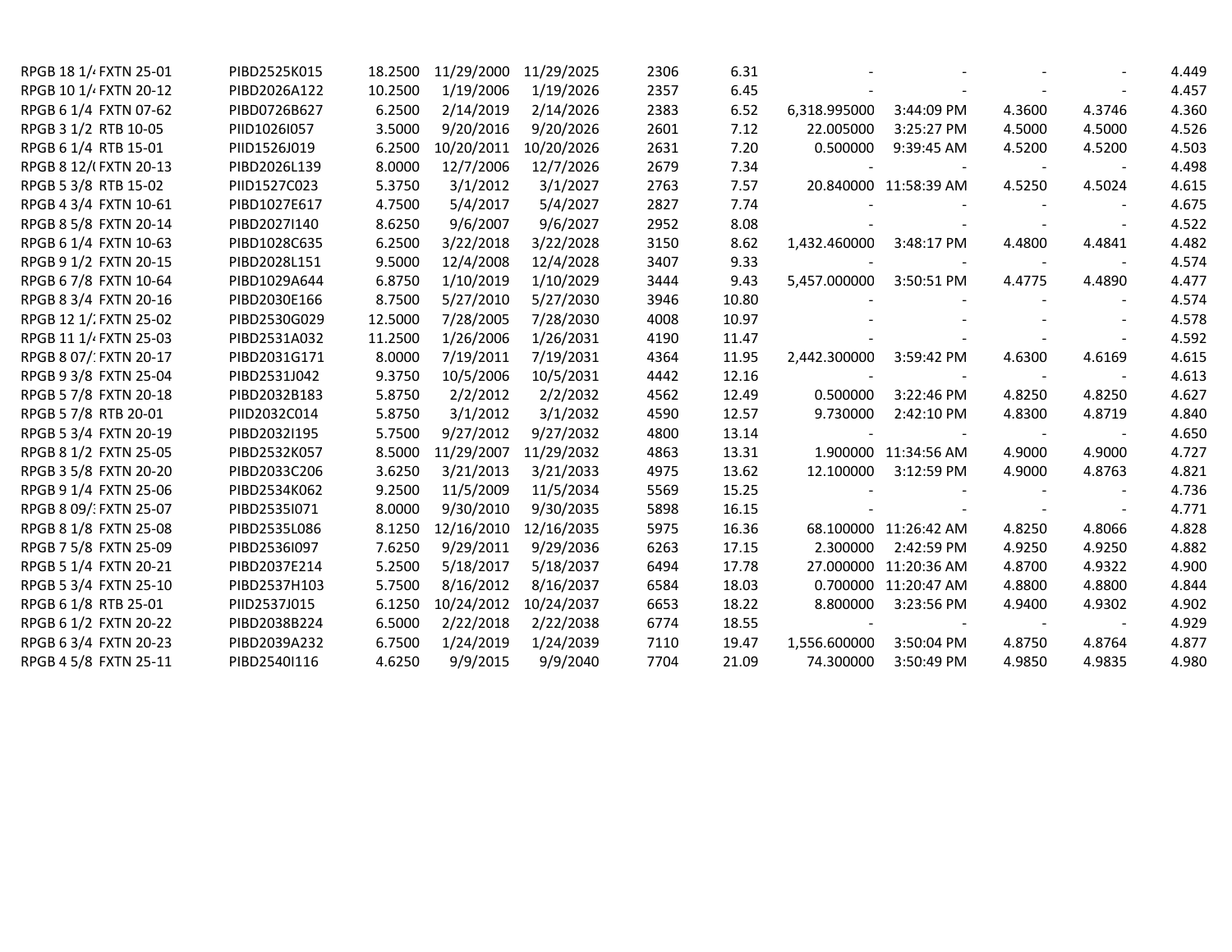| | | | | | | | | | | | | |
|---|---|---|---|---|---|---|---|---|---|---|---|---|
| RPGB 18 1/4 | FXTN 25-01 | PIBD2525K015 | 18.2500 | 11/29/2000 | 11/29/2025 | 2306 | 6.31 | - | - | - | - | 4.449 |
| RPGB 10 1/4 | FXTN 20-12 | PIBD2026A122 | 10.2500 | 1/19/2006 | 1/19/2026 | 2357 | 6.45 | - | - | - | - | 4.457 |
| RPGB 6 1/4 | FXTN 07-62 | PIBD0726B627 | 6.2500 | 2/14/2019 | 2/14/2026 | 2383 | 6.52 | 6,318.995000 | 3:44:09 PM | 4.3600 | 4.3746 | 4.360 |
| RPGB 3 1/2 | RTB 10-05 | PIID1026I057 | 3.5000 | 9/20/2016 | 9/20/2026 | 2601 | 7.12 | 22.005000 | 3:25:27 PM | 4.5000 | 4.5000 | 4.526 |
| RPGB 6 1/4 | RTB 15-01 | PIID1526J019 | 6.2500 | 10/20/2011 | 10/20/2026 | 2631 | 7.20 | 0.500000 | 9:39:45 AM | 4.5200 | 4.5200 | 4.503 |
| RPGB 8 12/( | FXTN 20-13 | PIBD2026L139 | 8.0000 | 12/7/2006 | 12/7/2026 | 2679 | 7.34 | - | - | - | - | 4.498 |
| RPGB 5 3/8 | RTB 15-02 | PIID1527C023 | 5.3750 | 3/1/2012 | 3/1/2027 | 2763 | 7.57 | 20.840000 | 11:58:39 AM | 4.5250 | 4.5024 | 4.615 |
| RPGB 4 3/4 | FXTN 10-61 | PIBD1027E617 | 4.7500 | 5/4/2017 | 5/4/2027 | 2827 | 7.74 | - | - | - | - | 4.675 |
| RPGB 8 5/8 | FXTN 20-14 | PIBD2027I140 | 8.6250 | 9/6/2007 | 9/6/2027 | 2952 | 8.08 | - | - | - | - | 4.522 |
| RPGB 6 1/4 | FXTN 10-63 | PIBD1028C635 | 6.2500 | 3/22/2018 | 3/22/2028 | 3150 | 8.62 | 1,432.460000 | 3:48:17 PM | 4.4800 | 4.4841 | 4.482 |
| RPGB 9 1/2 | FXTN 20-15 | PIBD2028L151 | 9.5000 | 12/4/2008 | 12/4/2028 | 3407 | 9.33 | - | - | - | - | 4.574 |
| RPGB 6 7/8 | FXTN 10-64 | PIBD1029A644 | 6.8750 | 1/10/2019 | 1/10/2029 | 3444 | 9.43 | 5,457.000000 | 3:50:51 PM | 4.4775 | 4.4890 | 4.477 |
| RPGB 8 3/4 | FXTN 20-16 | PIBD2030E166 | 8.7500 | 5/27/2010 | 5/27/2030 | 3946 | 10.80 | - | - | - | - | 4.574 |
| RPGB 12 1/: | FXTN 25-02 | PIBD2530G029 | 12.5000 | 7/28/2005 | 7/28/2030 | 4008 | 10.97 | - | - | - | - | 4.578 |
| RPGB 11 1/4 | FXTN 25-03 | PIBD2531A032 | 11.2500 | 1/26/2006 | 1/26/2031 | 4190 | 11.47 | - | - | - | - | 4.592 |
| RPGB 8 07/: | FXTN 20-17 | PIBD2031G171 | 8.0000 | 7/19/2011 | 7/19/2031 | 4364 | 11.95 | 2,442.300000 | 3:59:42 PM | 4.6300 | 4.6169 | 4.615 |
| RPGB 9 3/8 | FXTN 25-04 | PIBD2531J042 | 9.3750 | 10/5/2006 | 10/5/2031 | 4442 | 12.16 | - | - | - | - | 4.613 |
| RPGB 5 7/8 | FXTN 20-18 | PIBD2032B183 | 5.8750 | 2/2/2012 | 2/2/2032 | 4562 | 12.49 | 0.500000 | 3:22:46 PM | 4.8250 | 4.8250 | 4.627 |
| RPGB 5 7/8 | RTB 20-01 | PIID2032C014 | 5.8750 | 3/1/2012 | 3/1/2032 | 4590 | 12.57 | 9.730000 | 2:42:10 PM | 4.8300 | 4.8719 | 4.840 |
| RPGB 5 3/4 | FXTN 20-19 | PIBD2032I195 | 5.7500 | 9/27/2012 | 9/27/2032 | 4800 | 13.14 | - | - | - | - | 4.650 |
| RPGB 8 1/2 | FXTN 25-05 | PIBD2532K057 | 8.5000 | 11/29/2007 | 11/29/2032 | 4863 | 13.31 | 1.900000 | 11:34:56 AM | 4.9000 | 4.9000 | 4.727 |
| RPGB 3 5/8 | FXTN 20-20 | PIBD2033C206 | 3.6250 | 3/21/2013 | 3/21/2033 | 4975 | 13.62 | 12.100000 | 3:12:59 PM | 4.9000 | 4.8763 | 4.821 |
| RPGB 9 1/4 | FXTN 25-06 | PIBD2534K062 | 9.2500 | 11/5/2009 | 11/5/2034 | 5569 | 15.25 | - | - | - | - | 4.736 |
| RPGB 8 09/: | FXTN 25-07 | PIBD2535I071 | 8.0000 | 9/30/2010 | 9/30/2035 | 5898 | 16.15 | - | - | - | - | 4.771 |
| RPGB 8 1/8 | FXTN 25-08 | PIBD2535L086 | 8.1250 | 12/16/2010 | 12/16/2035 | 5975 | 16.36 | 68.100000 | 11:26:42 AM | 4.8250 | 4.8066 | 4.828 |
| RPGB 7 5/8 | FXTN 25-09 | PIBD2536I097 | 7.6250 | 9/29/2011 | 9/29/2036 | 6263 | 17.15 | 2.300000 | 2:42:59 PM | 4.9250 | 4.9250 | 4.882 |
| RPGB 5 1/4 | FXTN 20-21 | PIBD2037E214 | 5.2500 | 5/18/2017 | 5/18/2037 | 6494 | 17.78 | 27.000000 | 11:20:36 AM | 4.8700 | 4.9322 | 4.900 |
| RPGB 5 3/4 | FXTN 25-10 | PIBD2537H103 | 5.7500 | 8/16/2012 | 8/16/2037 | 6584 | 18.03 | 0.700000 | 11:20:47 AM | 4.8800 | 4.8800 | 4.844 |
| RPGB 6 1/8 | RTB 25-01 | PIID2537J015 | 6.1250 | 10/24/2012 | 10/24/2037 | 6653 | 18.22 | 8.800000 | 3:23:56 PM | 4.9400 | 4.9302 | 4.902 |
| RPGB 6 1/2 | FXTN 20-22 | PIBD2038B224 | 6.5000 | 2/22/2018 | 2/22/2038 | 6774 | 18.55 | - | - | - | - | 4.929 |
| RPGB 6 3/4 | FXTN 20-23 | PIBD2039A232 | 6.7500 | 1/24/2019 | 1/24/2039 | 7110 | 19.47 | 1,556.600000 | 3:50:04 PM | 4.8750 | 4.8764 | 4.877 |
| RPGB 4 5/8 | FXTN 25-11 | PIBD2540I116 | 4.6250 | 9/9/2015 | 9/9/2040 | 7704 | 21.09 | 74.300000 | 3:50:49 PM | 4.9850 | 4.9835 | 4.980 |